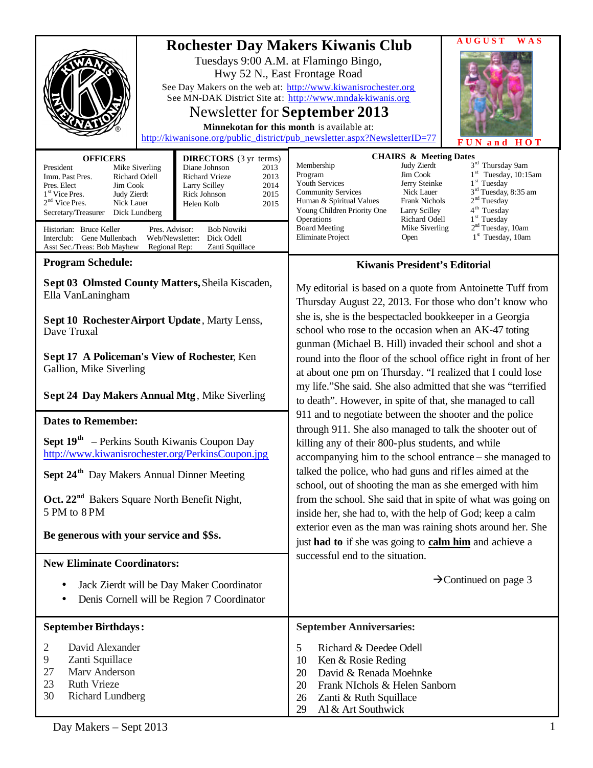# Rochester Day Makers Kiwanis Club

Tuesdays 9:00 A.M. at Flamingo Bingo,
Hwy 52 N., East Frontage Road

See Day Makers on the web at: http://www.kiwanisrochester.org
See MN-DAK District Site at: http://www.mndak-kiwanis.org

## Newsletter for **September 2013**

**Minnekotan for this month** is available at:
http://kiwanisone.org/public_district/pub_newsletter.aspx?NewsletterID=77

**AUGUST WAS FUN and HOT**

| OFFICERS | |
|---|---|
| President | Mike Siverling |
| Imm. Past Pres. | Richard Odell |
| Pres. Elect | Jim Cook |
| 1st Vice Pres. | Judy Zierdt |
| 2nd Vice Pres. | Nick Lauer |
| Secretary/Treasurer | Dick Lundberg |

| DIRECTORS (3 yr terms) | |
|---|---|
| Diane Johnson | 2013 |
| Richard Vrieze | 2013 |
| Larry Scilley | 2014 |
| Rick Johnson | 2015 |
| Helen Kolb | 2015 |

| | | | |
|---|---|---|---|
| Historian: | Bruce Keller | Pres. Advisor: | Bob Nowiki |
| Interclub: | Gene Mullenbach | Web/Newsletter: | Dick Odell |
| Asst Sec./Treas: | Bob Mayhew | Regional Rep: | Zanti Squillace |

| CHAIRS & Meeting Dates | | |
|---|---|---|
| Membership | Judy Zierdt | 3rd Thursday 9am |
| Program | Jim Cook | 1st Tuesday, 10:15am |
| Youth Services | Jerry Steinke | 1st Tuesday |
| Community Services | Nick Lauer | 3rd Tuesday, 8:35 am |
| Human & Spiritual Values | Frank Nichols | 2nd Tuesday |
| Young Children Priority One | Larry Scilley | 4th Tuesday |
| Operations | Richard Odell | 1st Tuesday |
| Board Meeting | Mike Siverling | 2nd Tuesday, 10am |
| Eliminate Project | Open | 1st Tuesday, 10am |

## Program Schedule:

**Sept 03 Olmsted County Matters,** Sheila Kiscaden, Ella VanLaningham

**Sept 10 Rochester Airport Update**, Marty Lenss, Dave Truxal

**Sept 17 A Policeman's View of Rochester**, Ken Gallion, Mike Siverling

**Sept 24 Day Makers Annual Mtg**, Mike Siverling

## Dates to Remember:

**Sept 19th** – Perkins South Kiwanis Coupon Day
http://www.kiwanisrochester.org/PerkinsCoupon.jpg

**Sept 24th** Day Makers Annual Dinner Meeting

**Oct. 22nd** Bakers Square North Benefit Night, 5 PM to 8 PM

**Be generous with your service and $$s.**

## New Eliminate Coordinators:

- Jack Zierdt will be Day Maker Coordinator
- Denis Cornell will be Region 7 Coordinator

## Kiwanis President's Editorial

My editorial is based on a quote from Antoinette Tuff from Thursday August 22, 2013. For those who don't know who she is, she is the bespectacled bookkeeper in a Georgia school who rose to the occasion when an AK-47 toting gunman (Michael B. Hill) invaded their school and shot a round into the floor of the school office right in front of her at about one pm on Thursday. "I realized that I could lose my life."She said. She also admitted that she was "terrified to death". However, in spite of that, she managed to call 911 and to negotiate between the shooter and the police through 911. She also managed to talk the shooter out of killing any of their 800-plus students, and while accompanying him to the school entrance – she managed to talked the police, who had guns and rifles aimed at the school, out of shooting the man as she emerged with him from the school. She said that in spite of what was going on inside her, she had to, with the help of God; keep a calm exterior even as the man was raining shots around her. She just **had to** if she was going to **calm him** and achieve a successful end to the situation.

→Continued on page 3

## September Birthdays:

| | |
|---|---|
| 2 | David Alexander |
| 9 | Zanti Squillace |
| 27 | Marv Anderson |
| 23 | Ruth Vrieze |
| 30 | Richard Lundberg |

## September Anniversaries:

| | |
|---|---|
| 5 | Richard & Deedee Odell |
| 10 | Ken & Rosie Reding |
| 20 | David & Renada Moehnke |
| 20 | Frank NIchols & Helen Sanborn |
| 26 | Zanti & Ruth Squillace |
| 29 | Al & Art Southwick |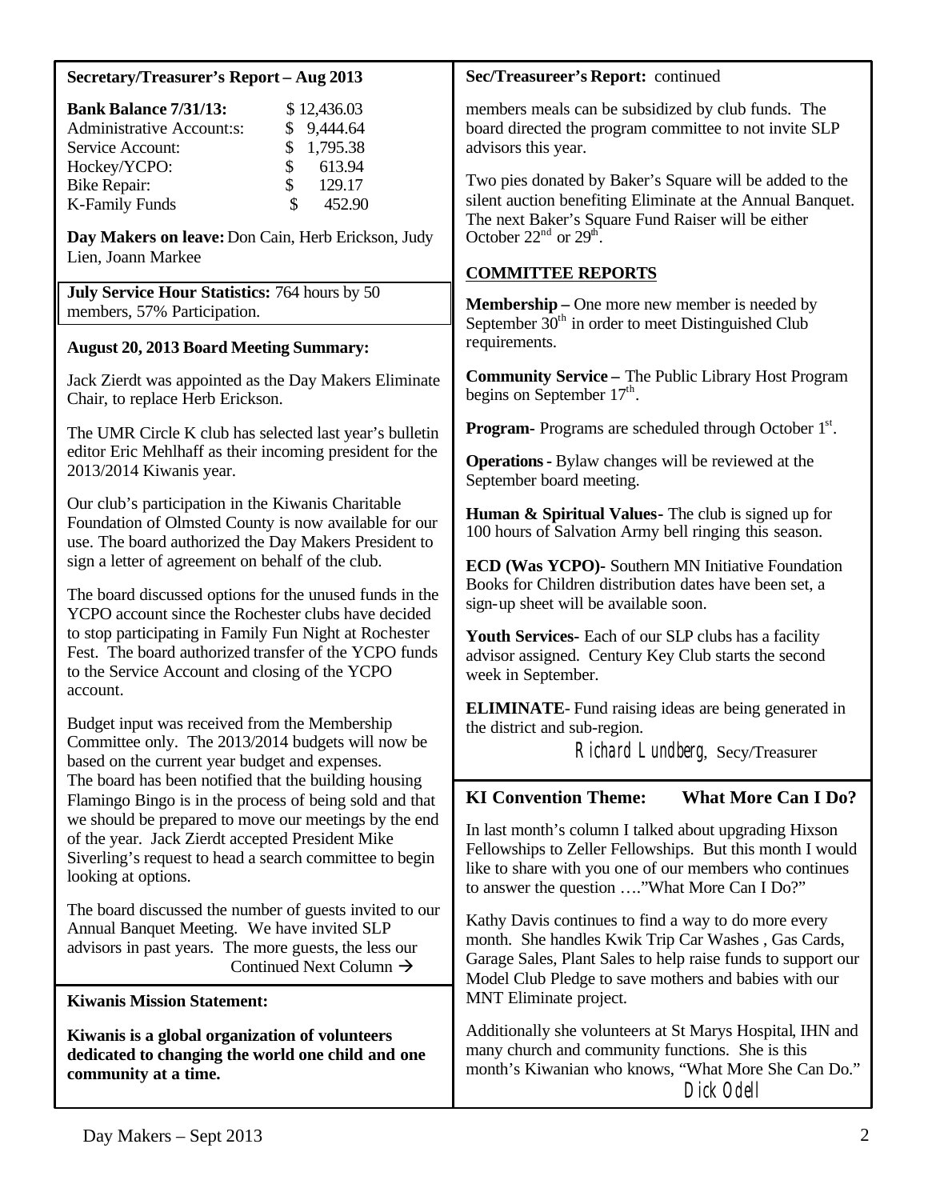## Secretary/Treasurer's Report – Aug 2013

| **Bank Balance 7/31/13:** | $ 12,436.03 |
|---|---|
| Administrative Account:s: | $ 9,444.64 |
| Service Account: | $ 1,795.38 |
| Hockey/YCPO: | $ 613.94 |
| Bike Repair: | $ 129.17 |
| K-Family Funds | $ 452.90 |

**Day Makers on leave:** Don Cain, Herb Erickson, Judy Lien, Joann Markee

**July Service Hour Statistics:** 764 hours by 50 members, 57% Participation.

**August 20, 2013 Board Meeting Summary:**

Jack Zierdt was appointed as the Day Makers Eliminate Chair, to replace Herb Erickson.

The UMR Circle K club has selected last year's bulletin editor Eric Mehlhaff as their incoming president for the 2013/2014 Kiwanis year.

Our club's participation in the Kiwanis Charitable Foundation of Olmsted County is now available for our use. The board authorized the Day Makers President to sign a letter of agreement on behalf of the club.

The board discussed options for the unused funds in the YCPO account since the Rochester clubs have decided to stop participating in Family Fun Night at Rochester Fest. The board authorized transfer of the YCPO funds to the Service Account and closing of the YCPO account.

Budget input was received from the Membership Committee only. The 2013/2014 budgets will now be based on the current year budget and expenses.

The board has been notified that the building housing Flamingo Bingo is in the process of being sold and that we should be prepared to move our meetings by the end of the year. Jack Zierdt accepted President Mike Siverling's request to head a search committee to begin looking at options.

The board discussed the number of guests invited to our Annual Banquet Meeting. We have invited SLP advisors in past years. The more guests, the less our members meals can be subsidized by club funds. The board directed the program committee to not invite SLP advisors this year.

Two pies donated by Baker's Square will be added to the silent auction benefiting Eliminate at the Annual Banquet. The next Baker's Square Fund Raiser will be either October 22nd or 29th.

**COMMITTEE REPORTS**

**Membership –** One more new member is needed by September 30th in order to meet Distinguished Club requirements.

**Community Service –** The Public Library Host Program begins on September 17th.

**Program-** Programs are scheduled through October 1st.

**Operations -** Bylaw changes will be reviewed at the September board meeting.

**Human & Spiritual Values-** The club is signed up for 100 hours of Salvation Army bell ringing this season.

**ECD (Was YCPO)-** Southern MN Initiative Foundation Books for Children distribution dates have been set, a sign-up sheet will be available soon.

**Youth Services-** Each of our SLP clubs has a facility advisor assigned. Century Key Club starts the second week in September.

**ELIMINATE**- Fund raising ideas are being generated in the district and sub-region.

*Richard Lundberg*, Secy/Treasurer

## Kiwanis Mission Statement:

**Kiwanis is a global organization of volunteers dedicated to changing the world one child and one community at a time.**

## KI Convention Theme: What More Can I Do?

In last month's column I talked about upgrading Hixson Fellowships to Zeller Fellowships. But this month I would like to share with you one of our members who continues to answer the question …."What More Can I Do?"

Kathy Davis continues to find a way to do more every month. She handles Kwik Trip Car Washes , Gas Cards, Garage Sales, Plant Sales to help raise funds to support our Model Club Pledge to save mothers and babies with our MNT Eliminate project.

Additionally she volunteers at St Marys Hospital, IHN and many church and community functions. She is this month's Kiwanian who knows, "What More She Can Do."

*Dick Odell*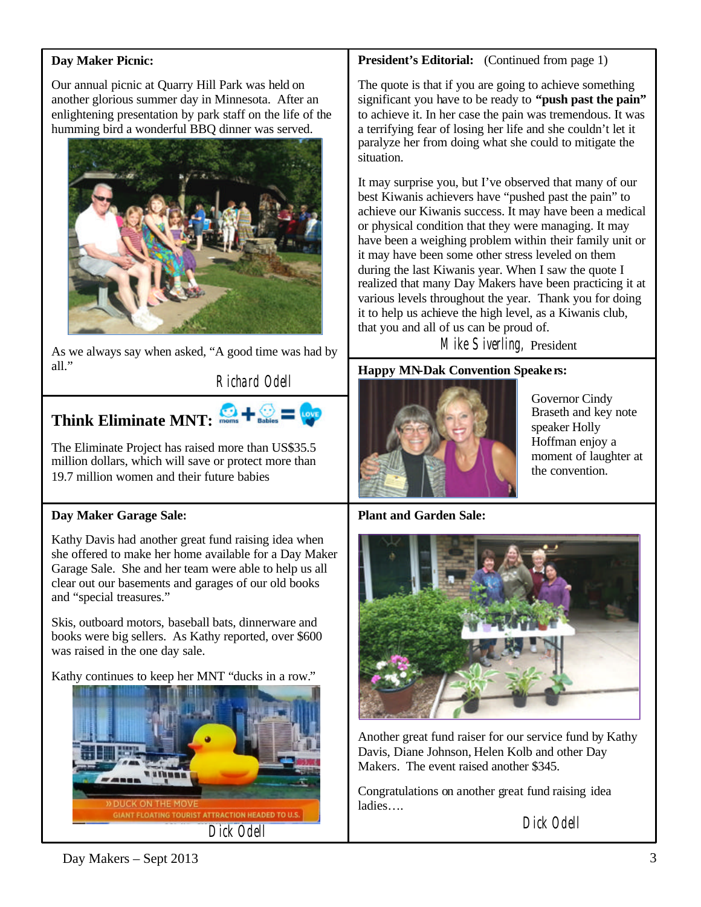**Day Maker Picnic:**

Our annual picnic at Quarry Hill Park was held on another glorious summer day in Minnesota. After an enlightening presentation by park staff on the life of the humming bird a wonderful BBQ dinner was served.

As we always say when asked, "A good time was had by all."

*Richard Odell*

## Think Eliminate MNT:

The Eliminate Project has raised more than US$35.5 million dollars, which will save or protect more than 19.7 million women and their future babies

**Day Maker Garage Sale:**

Kathy Davis had another great fund raising idea when she offered to make her home available for a Day Maker Garage Sale. She and her team were able to help us all clear out our basements and garages of our old books and "special treasures."

Skis, outboard motors, baseball bats, dinnerware and books were big sellers. As Kathy reported, over $600 was raised in the one day sale.

Kathy continues to keep her MNT "ducks in a row."

*Dick Odell*

**President's Editorial:** (Continued from page 1)

The quote is that if you are going to achieve something significant you have to be ready to **"push past the pain"** to achieve it. In her case the pain was tremendous. It was a terrifying fear of losing her life and she couldn't let it paralyze her from doing what she could to mitigate the situation.

It may surprise you, but I've observed that many of our best Kiwanis achievers have "pushed past the pain" to achieve our Kiwanis success. It may have been a medical or physical condition that they were managing. It may have been a weighing problem within their family unit or it may have been some other stress leveled on them during the last Kiwanis year. When I saw the quote I realized that many Day Makers have been practicing it at various levels throughout the year. Thank you for doing it to help us achieve the high level, as a Kiwanis club, that you and all of us can be proud of.

*Mike Siverling,* President

**Happy MN-Dak Convention Speakers:**

Governor Cindy Braseth and key note speaker Holly Hoffman enjoy a moment of laughter at the convention.

**Plant and Garden Sale:**

Another great fund raiser for our service fund by Kathy Davis, Diane Johnson, Helen Kolb and other Day Makers. The event raised another $345.

Congratulations on another great fund raising idea ladies….

*Dick Odell*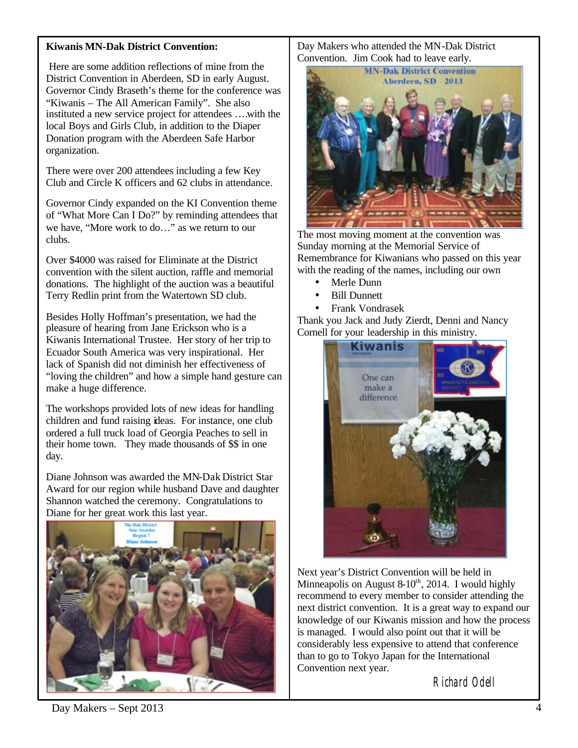**Kiwanis MN-Dak District Convention:**

Here are some addition reflections of mine from the District Convention in Aberdeen, SD in early August. Governor Cindy Braseth's theme for the conference was "Kiwanis – The All American Family". She also instituted a new service project for attendees ….with the local Boys and Girls Club, in addition to the Diaper Donation program with the Aberdeen Safe Harbor organization.

There were over 200 attendees including a few Key Club and Circle K officers and 62 clubs in attendance.

Governor Cindy expanded on the KI Convention theme of "What More Can I Do?" by reminding attendees that we have, "More work to do…" as we return to our clubs.

Over $4000 was raised for Eliminate at the District convention with the silent auction, raffle and memorial donations. The highlight of the auction was a beautiful Terry Redlin print from the Watertown SD club.

Besides Holly Hoffman's presentation, we had the pleasure of hearing from Jane Erickson who is a Kiwanis International Trustee. Her story of her trip to Ecuador South America was very inspirational. Her lack of Spanish did not diminish her effectiveness of "loving the children" and how a simple hand gesture can make a huge difference.

The workshops provided lots of new ideas for handling children and fund raising ideas. For instance, one club ordered a full truck load of Georgia Peaches to sell in their home town. They made thousands of $$ in one day.

Diane Johnson was awarded the MN-Dak District Star Award for our region while husband Dave and daughter Shannon watched the ceremony. Congratulations to Diane for her great work this last year.

Day Makers who attended the MN-Dak District Convention. Jim Cook had to leave early.

The most moving moment at the convention was Sunday morning at the Memorial Service of Remembrance for Kiwanians who passed on this year with the reading of the names, including our own

- Merle Dunn
- Bill Dunnett
- Frank Vondrasek

Thank you Jack and Judy Zierdt, Denni and Nancy Cornell for your leadership in this ministry.

Next year's District Convention will be held in Minneapolis on August 8-10th, 2014. I would highly recommend to every member to consider attending the next district convention. It is a great way to expand our knowledge of our Kiwanis mission and how the process is managed. I would also point out that it will be considerably less expensive to attend that conference than to go to Tokyo Japan for the International Convention next year.

Richard Odell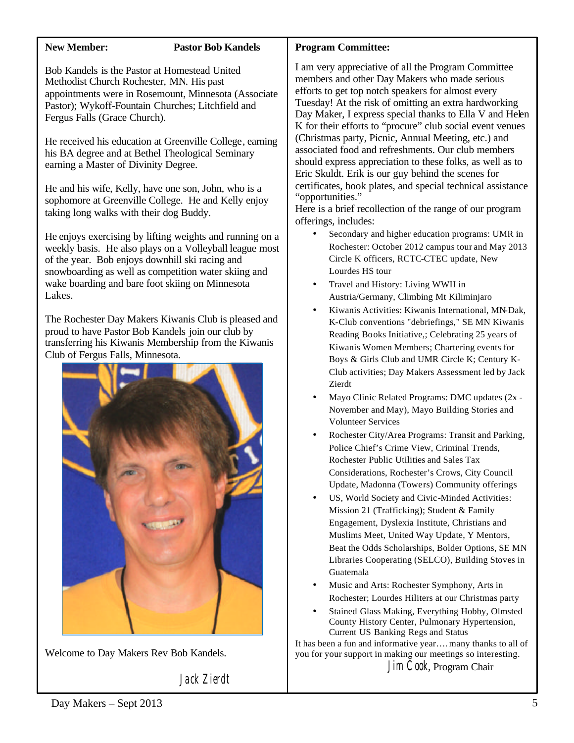**New Member: Pastor Bob Kandels**

Bob Kandels is the Pastor at Homestead United Methodist Church Rochester, MN. His past appointments were in Rosemount, Minnesota (Associate Pastor); Wykoff-Fountain Churches; Litchfield and Fergus Falls (Grace Church).

He received his education at Greenville College, earning his BA degree and at Bethel Theological Seminary earning a Master of Divinity Degree.

He and his wife, Kelly, have one son, John, who is a sophomore at Greenville College. He and Kelly enjoy taking long walks with their dog Buddy.

He enjoys exercising by lifting weights and running on a weekly basis. He also plays on a Volleyball league most of the year. Bob enjoys downhill ski racing and snowboarding as well as competition water skiing and wake boarding and bare foot skiing on Minnesota Lakes.

The Rochester Day Makers Kiwanis Club is pleased and proud to have Pastor Bob Kandels join our club by transferring his Kiwanis Membership from the Kiwanis Club of Fergus Falls, Minnesota.

Welcome to Day Makers Rev Bob Kandels.

Jack Zierdt

**Program Committee:**

I am very appreciative of all the Program Committee members and other Day Makers who made serious efforts to get top notch speakers for almost every Tuesday! At the risk of omitting an extra hardworking Day Maker, I express special thanks to Ella V and Helen K for their efforts to "procure" club social event venues (Christmas party, Picnic, Annual Meeting, etc.) and associated food and refreshments. Our club members should express appreciation to these folks, as well as to Eric Skuldt. Erik is our guy behind the scenes for certificates, book plates, and special technical assistance "opportunities."

Here is a brief recollection of the range of our program offerings, includes:

- Secondary and higher education programs: UMR in Rochester: October 2012 campus tour and May 2013 Circle K officers, RCTC-CTEC update, New Lourdes HS tour
- Travel and History: Living WWII in Austria/Germany, Climbing Mt Kiliminjaro
- Kiwanis Activities: Kiwanis International, MN-Dak, K-Club conventions "debriefings," SE MN Kiwanis Reading Books Initiative,; Celebrating 25 years of Kiwanis Women Members; Chartering events for Boys & Girls Club and UMR Circle K; Century K-Club activities; Day Makers Assessment led by Jack Zierdt
- Mayo Clinic Related Programs: DMC updates (2x - November and May), Mayo Building Stories and Volunteer Services
- Rochester City/Area Programs: Transit and Parking, Police Chief's Crime View, Criminal Trends, Rochester Public Utilities and Sales Tax Considerations, Rochester's Crows, City Council Update, Madonna (Towers) Community offerings
- US, World Society and Civic-Minded Activities: Mission 21 (Trafficking); Student & Family Engagement, Dyslexia Institute, Christians and Muslims Meet, United Way Update, Y Mentors, Beat the Odds Scholarships, Bolder Options, SE MN Libraries Cooperating (SELCO), Building Stoves in Guatemala
- Music and Arts: Rochester Symphony, Arts in Rochester; Lourdes Hiliters at our Christmas party
- Stained Glass Making, Everything Hobby, Olmsted County History Center, Pulmonary Hypertension, Current US Banking Regs and Status

It has been a fun and informative year.... many thanks to all of you for your support in making our meetings so interesting.

Jim Cook, Program Chair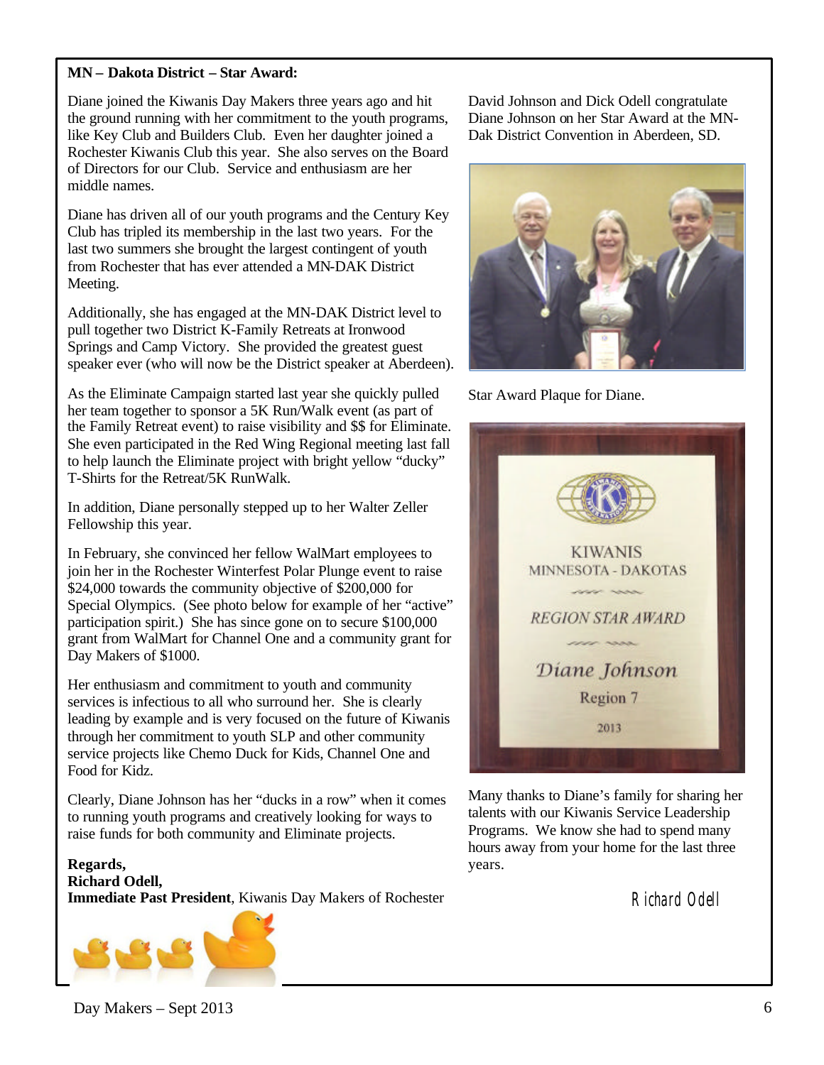**MN – Dakota District – Star Award:**

Diane joined the Kiwanis Day Makers three years ago and hit the ground running with her commitment to the youth programs, like Key Club and Builders Club. Even her daughter joined a Rochester Kiwanis Club this year. She also serves on the Board of Directors for our Club. Service and enthusiasm are her middle names.

Diane has driven all of our youth programs and the Century Key Club has tripled its membership in the last two years. For the last two summers she brought the largest contingent of youth from Rochester that has ever attended a MN-DAK District Meeting.

Additionally, she has engaged at the MN-DAK District level to pull together two District K-Family Retreats at Ironwood Springs and Camp Victory. She provided the greatest guest speaker ever (who will now be the District speaker at Aberdeen).

As the Eliminate Campaign started last year she quickly pulled her team together to sponsor a 5K Run/Walk event (as part of the Family Retreat event) to raise visibility and $$ for Eliminate. She even participated in the Red Wing Regional meeting last fall to help launch the Eliminate project with bright yellow "ducky" T-Shirts for the Retreat/5K RunWalk.

In addition, Diane personally stepped up to her Walter Zeller Fellowship this year.

In February, she convinced her fellow WalMart employees to join her in the Rochester Winterfest Polar Plunge event to raise $24,000 towards the community objective of $200,000 for Special Olympics. (See photo below for example of her "active" participation spirit.) She has since gone on to secure $100,000 grant from WalMart for Channel One and a community grant for Day Makers of $1000.

Her enthusiasm and commitment to youth and community services is infectious to all who surround her. She is clearly leading by example and is very focused on the future of Kiwanis through her commitment to youth SLP and other community service projects like Chemo Duck for Kids, Channel One and Food for Kidz.

Clearly, Diane Johnson has her "ducks in a row" when it comes to running youth programs and creatively looking for ways to raise funds for both community and Eliminate projects.

**Regards,**
**Richard Odell,**
**Immediate Past President**, Kiwanis Day Makers of Rochester

David Johnson and Dick Odell congratulate Diane Johnson on her Star Award at the MN-Dak District Convention in Aberdeen, SD.

Star Award Plaque for Diane.

KIWANIS
MINNESOTA - DAKOTAS
*REGION STAR AWARD*
*Diane Johnson*
Region 7
2013

Many thanks to Diane's family for sharing her talents with our Kiwanis Service Leadership Programs. We know she had to spend many hours away from your home for the last three years.

Richard Odell